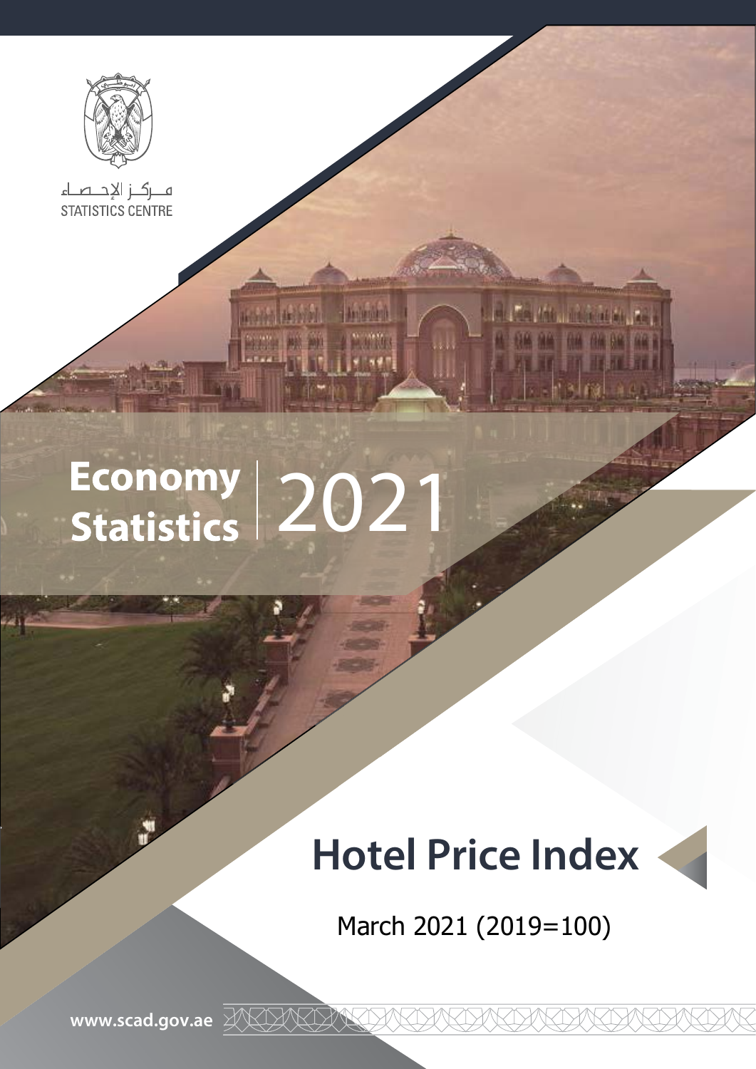مـركـز الإحـصـاء
STATISTICS CENTRE

# Economy Statistics 2021

# Hotel Price Index

March 2021 (2019=100)

www.scad.gov.ae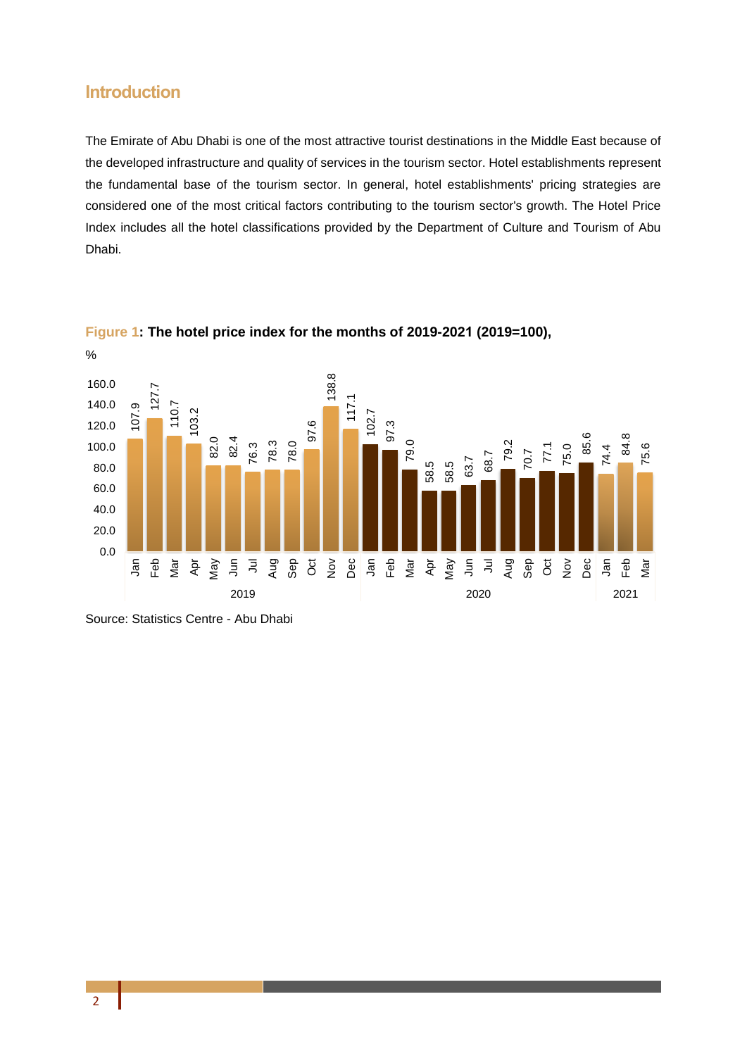## Introduction

The Emirate of Abu Dhabi is one of the most attractive tourist destinations in the Middle East because of the developed infrastructure and quality of services in the tourism sector. Hotel establishments represent the fundamental base of the tourism sector. In general, hotel establishments' pricing strategies are considered one of the most critical factors contributing to the tourism sector's growth. The Hotel Price Index includes all the hotel classifications provided by the Department of Culture and Tourism of Abu Dhabi.

**Figure 1: The hotel price index for the months of 2019-2021 (2019=100),**

%

| Year | Month | Index |
|---|---|---|
| 2019 | Jan | 107.9 |
| | Feb | 127.7 |
| | Mar | 110.7 |
| | Apr | 103.2 |
| | May | 82.0 |
| | Jun | 82.4 |
| | Jul | 76.3 |
| | Aug | 78.3 |
| | Sep | 78.0 |
| | Oct | 97.6 |
| | Nov | 138.8 |
| | Dec | 117.1 |
| 2020 | Jan | 102.7 |
| | Feb | 97.3 |
| | Mar | 79.0 |
| | Apr | 58.5 |
| | May | 58.5 |
| | Jun | 63.7 |
| | Jul | 68.7 |
| | Aug | 79.2 |
| | Sep | 70.7 |
| | Oct | 77.1 |
| | Nov | 75.0 |
| | Dec | 85.6 |
| 2021 | Jan | 74.4 |
| | Feb | 84.8 |
| | Mar | 75.6 |

Source: Statistics Centre - Abu Dhabi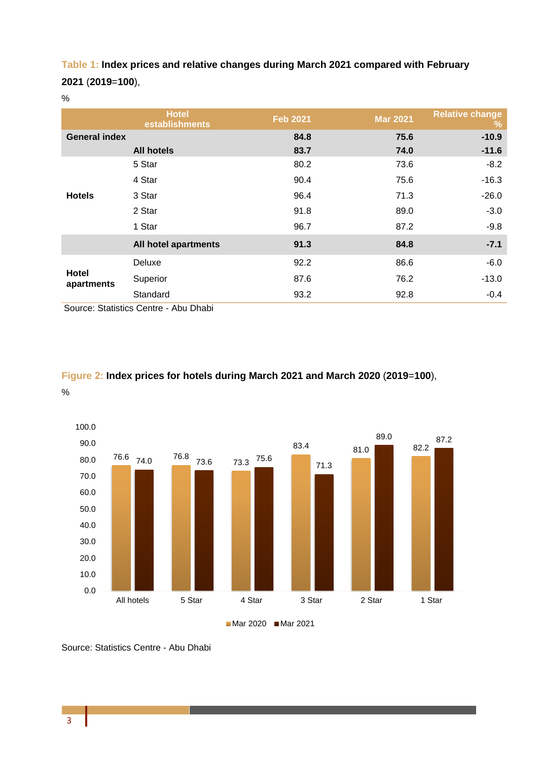**Table 1: Index prices and relative changes during March 2021 compared with February 2021 (2019=100),**

%

| | Hotel establishments | Feb 2021 | Mar 2021 | Relative change % |
|---|---|---|---|---|
| **General index** | | **84.8** | **75.6** | **-10.9** |
| | **All hotels** | **83.7** | **74.0** | **-11.6** |
| **Hotels** | 5 Star | 80.2 | 73.6 | -8.2 |
| | 4 Star | 90.4 | 75.6 | -16.3 |
| | 3 Star | 96.4 | 71.3 | -26.0 |
| | 2 Star | 91.8 | 89.0 | -3.0 |
| | 1 Star | 96.7 | 87.2 | -9.8 |
| | **All hotel apartments** | **91.3** | **84.8** | **-7.1** |
| **Hotel apartments** | Deluxe | 92.2 | 86.6 | -6.0 |
| | Superior | 87.6 | 76.2 | -13.0 |
| | Standard | 93.2 | 92.8 | -0.4 |

Source: Statistics Centre - Abu Dhabi

**Figure 2: Index prices for hotels during March 2021 and March 2020 (2019=100),**

%

| | All hotels | 5 Star | 4 Star | 3 Star | 2 Star | 1 Star |
|---|---|---|---|---|---|---|
| Mar 2020 | 76.6 | 76.8 | 73.3 | 83.4 | 81.0 | 82.2 |
| Mar 2021 | 74.0 | 73.6 | 75.6 | 71.3 | 89.0 | 87.2 |

Source: Statistics Centre - Abu Dhabi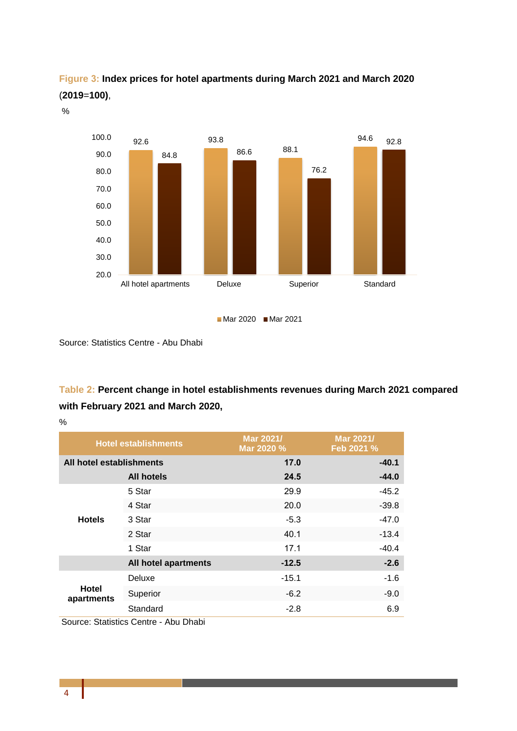**Figure 3: Index prices for hotel apartments during March 2021 and March 2020 (2019=100),**

%

| | Mar 2020 | Mar 2021 |
|---|---|---|
| All hotel apartments | 92.6 | 84.8 |
| Deluxe | 93.8 | 86.6 |
| Superior | 88.1 | 76.2 |
| Standard | 94.6 | 92.8 |

Source: Statistics Centre - Abu Dhabi

**Table 2: Percent change in hotel establishments revenues during March 2021 compared with February 2021 and March 2020,**

%

| Hotel establishments | | Mar 2021/ Mar 2020 % | Mar 2021/ Feb 2021 % |
|---|---|---|---|
| **All hotel establishments** | | **17.0** | **-40.1** |
| | **All hotels** | **24.5** | **-44.0** |
| **Hotels** | 5 Star | 29.9 | -45.2 |
| | 4 Star | 20.0 | -39.8 |
| | 3 Star | -5.3 | -47.0 |
| | 2 Star | 40.1 | -13.4 |
| | 1 Star | 17.1 | -40.4 |
| | **All hotel apartments** | **-12.5** | **-2.6** |
| **Hotel apartments** | Deluxe | -15.1 | -1.6 |
| | Superior | -6.2 | -9.0 |
| | Standard | -2.8 | 6.9 |

Source: Statistics Centre - Abu Dhabi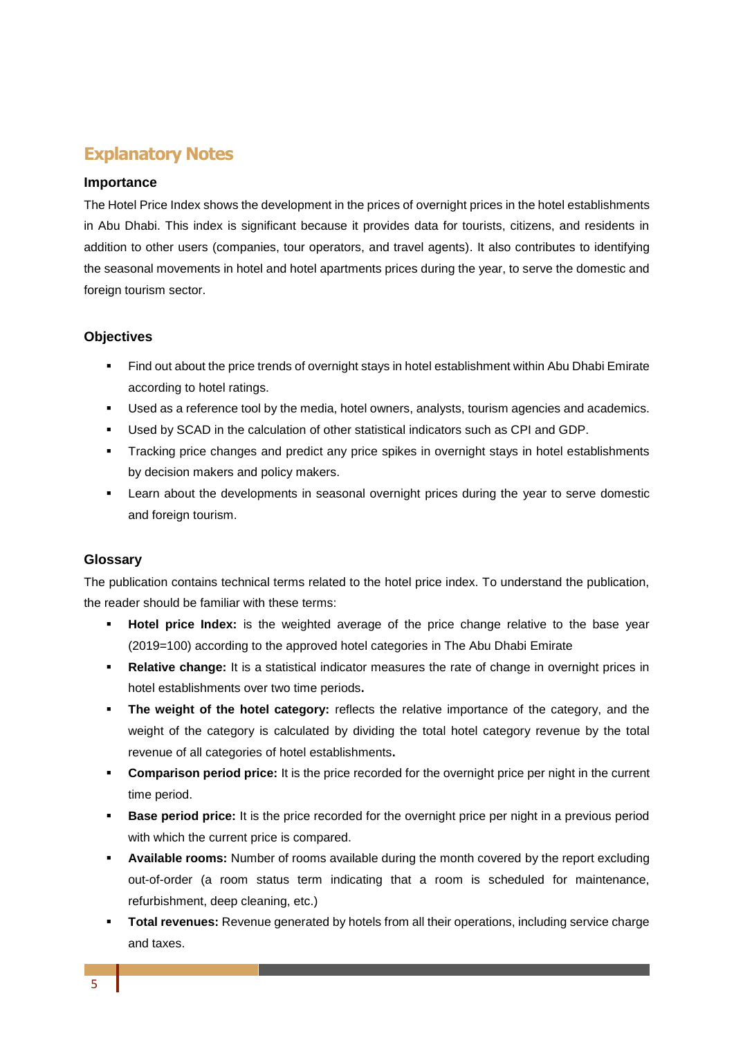# Explanatory Notes

### Importance

The Hotel Price Index shows the development in the prices of overnight prices in the hotel establishments in Abu Dhabi. This index is significant because it provides data for tourists, citizens, and residents in addition to other users (companies, tour operators, and travel agents). It also contributes to identifying the seasonal movements in hotel and hotel apartments prices during the year, to serve the domestic and foreign tourism sector.

### Objectives

- Find out about the price trends of overnight stays in hotel establishment within Abu Dhabi Emirate according to hotel ratings.
- Used as a reference tool by the media, hotel owners, analysts, tourism agencies and academics.
- Used by SCAD in the calculation of other statistical indicators such as CPI and GDP.
- Tracking price changes and predict any price spikes in overnight stays in hotel establishments by decision makers and policy makers.
- Learn about the developments in seasonal overnight prices during the year to serve domestic and foreign tourism.

### Glossary

The publication contains technical terms related to the hotel price index. To understand the publication, the reader should be familiar with these terms:

- **Hotel price Index:** is the weighted average of the price change relative to the base year (2019=100) according to the approved hotel categories in The Abu Dhabi Emirate
- **Relative change:** It is a statistical indicator measures the rate of change in overnight prices in hotel establishments over two time periods**.**
- **The weight of the hotel category:** reflects the relative importance of the category, and the weight of the category is calculated by dividing the total hotel category revenue by the total revenue of all categories of hotel establishments**.**
- **Comparison period price:** It is the price recorded for the overnight price per night in the current time period.
- **Base period price:** It is the price recorded for the overnight price per night in a previous period with which the current price is compared.
- **Available rooms:** Number of rooms available during the month covered by the report excluding out-of-order (a room status term indicating that a room is scheduled for maintenance, refurbishment, deep cleaning, etc.)
- **Total revenues:** Revenue generated by hotels from all their operations, including service charge and taxes.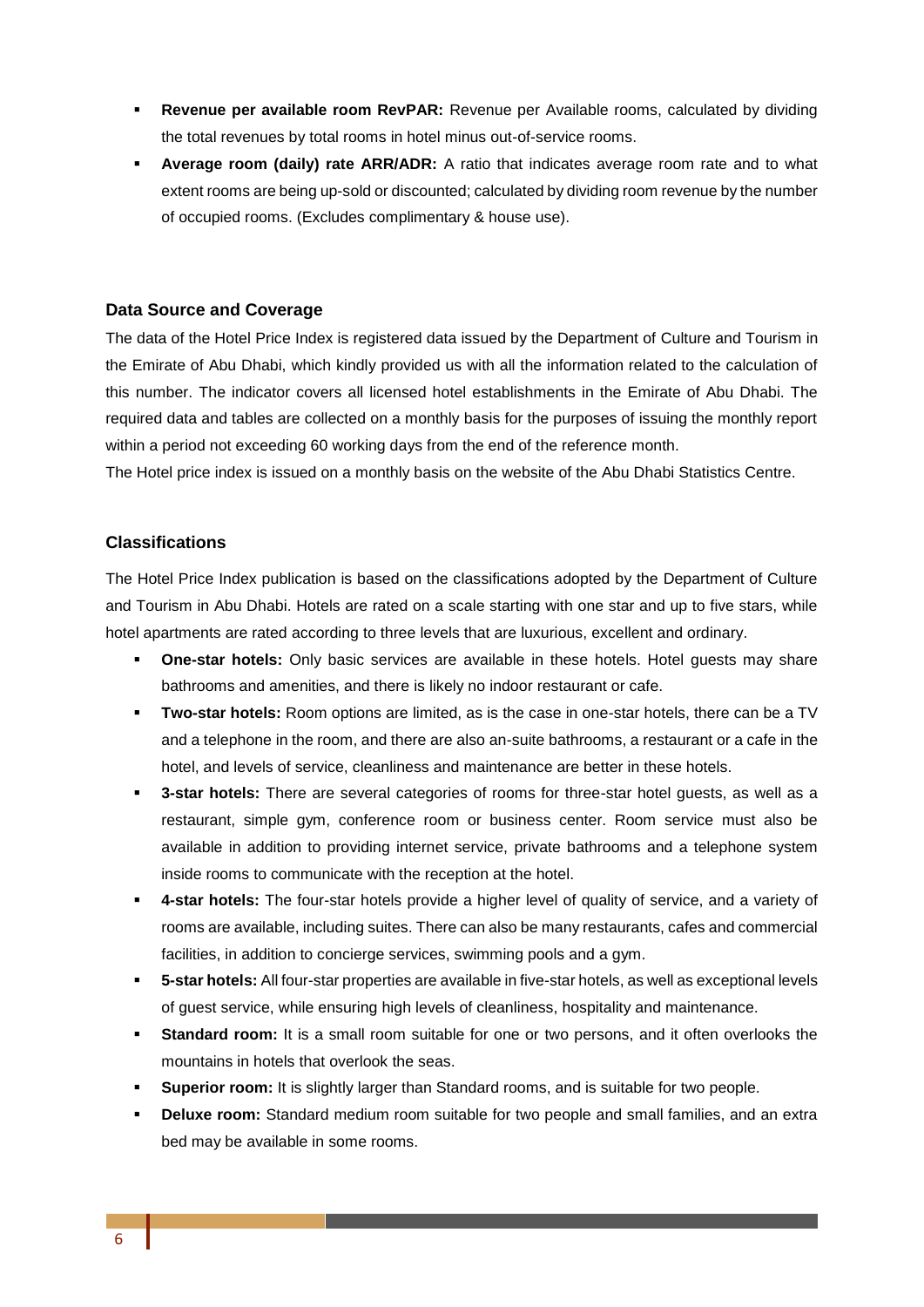- **Revenue per available room RevPAR:** Revenue per Available rooms, calculated by dividing the total revenues by total rooms in hotel minus out-of-service rooms.
- **Average room (daily) rate ARR/ADR:** A ratio that indicates average room rate and to what extent rooms are being up-sold or discounted; calculated by dividing room revenue by the number of occupied rooms. (Excludes complimentary & house use).

### Data Source and Coverage

The data of the Hotel Price Index is registered data issued by the Department of Culture and Tourism in the Emirate of Abu Dhabi, which kindly provided us with all the information related to the calculation of this number. The indicator covers all licensed hotel establishments in the Emirate of Abu Dhabi. The required data and tables are collected on a monthly basis for the purposes of issuing the monthly report within a period not exceeding 60 working days from the end of the reference month.

The Hotel price index is issued on a monthly basis on the website of the Abu Dhabi Statistics Centre.

### Classifications

The Hotel Price Index publication is based on the classifications adopted by the Department of Culture and Tourism in Abu Dhabi. Hotels are rated on a scale starting with one star and up to five stars, while hotel apartments are rated according to three levels that are luxurious, excellent and ordinary.

- **One-star hotels:** Only basic services are available in these hotels. Hotel guests may share bathrooms and amenities, and there is likely no indoor restaurant or cafe.
- **Two-star hotels:** Room options are limited, as is the case in one-star hotels, there can be a TV and a telephone in the room, and there are also an-suite bathrooms, a restaurant or a cafe in the hotel, and levels of service, cleanliness and maintenance are better in these hotels.
- **3-star hotels:** There are several categories of rooms for three-star hotel guests, as well as a restaurant, simple gym, conference room or business center. Room service must also be available in addition to providing internet service, private bathrooms and a telephone system inside rooms to communicate with the reception at the hotel.
- **4-star hotels:** The four-star hotels provide a higher level of quality of service, and a variety of rooms are available, including suites. There can also be many restaurants, cafes and commercial facilities, in addition to concierge services, swimming pools and a gym.
- **5-star hotels:** All four-star properties are available in five-star hotels, as well as exceptional levels of guest service, while ensuring high levels of cleanliness, hospitality and maintenance.
- **Standard room:** It is a small room suitable for one or two persons, and it often overlooks the mountains in hotels that overlook the seas.
- **Superior room:** It is slightly larger than Standard rooms, and is suitable for two people.
- **Deluxe room:** Standard medium room suitable for two people and small families, and an extra bed may be available in some rooms.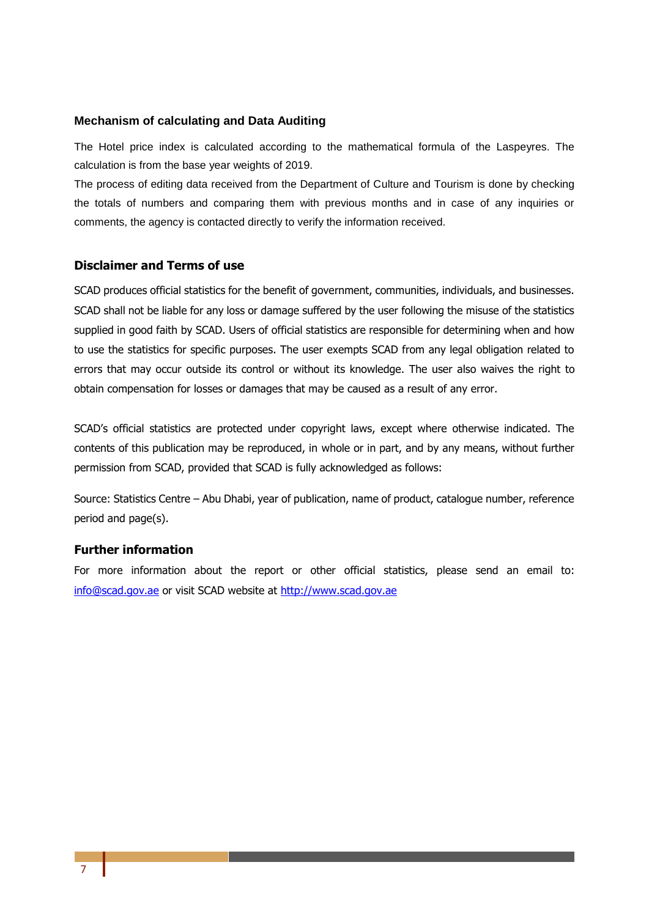### Mechanism of calculating and Data Auditing

The Hotel price index is calculated according to the mathematical formula of the Laspeyres. The calculation is from the base year weights of 2019.

The process of editing data received from the Department of Culture and Tourism is done by checking the totals of numbers and comparing them with previous months and in case of any inquiries or comments, the agency is contacted directly to verify the information received.

### Disclaimer and Terms of use

SCAD produces official statistics for the benefit of government, communities, individuals, and businesses. SCAD shall not be liable for any loss or damage suffered by the user following the misuse of the statistics supplied in good faith by SCAD. Users of official statistics are responsible for determining when and how to use the statistics for specific purposes. The user exempts SCAD from any legal obligation related to errors that may occur outside its control or without its knowledge. The user also waives the right to obtain compensation for losses or damages that may be caused as a result of any error.

SCAD's official statistics are protected under copyright laws, except where otherwise indicated. The contents of this publication may be reproduced, in whole or in part, and by any means, without further permission from SCAD, provided that SCAD is fully acknowledged as follows:

Source: Statistics Centre – Abu Dhabi, year of publication, name of product, catalogue number, reference period and page(s).

### Further information

For more information about the report or other official statistics, please send an email to: [info@scad.gov.ae](mailto:info@scad.gov.ae) or visit SCAD website at [http://www.scad.gov.ae](http://www.scad.gov.ae)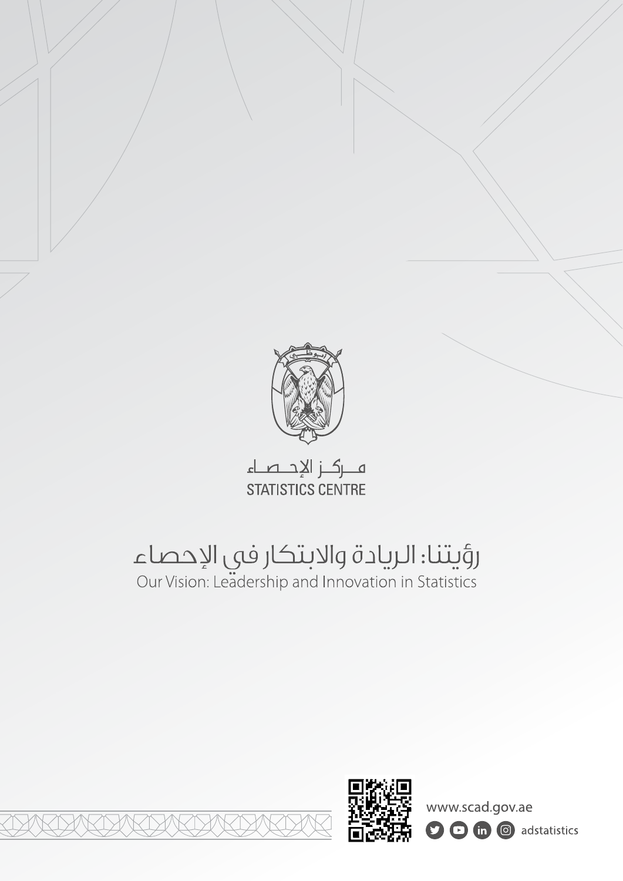مـركـز الإحـصـاء
STATISTICS CENTRE

رؤيتنا: الريادة والابتكار في الإحصاء
Our Vision: Leadership and Innovation in Statistics

www.scad.gov.ae

adstatistics